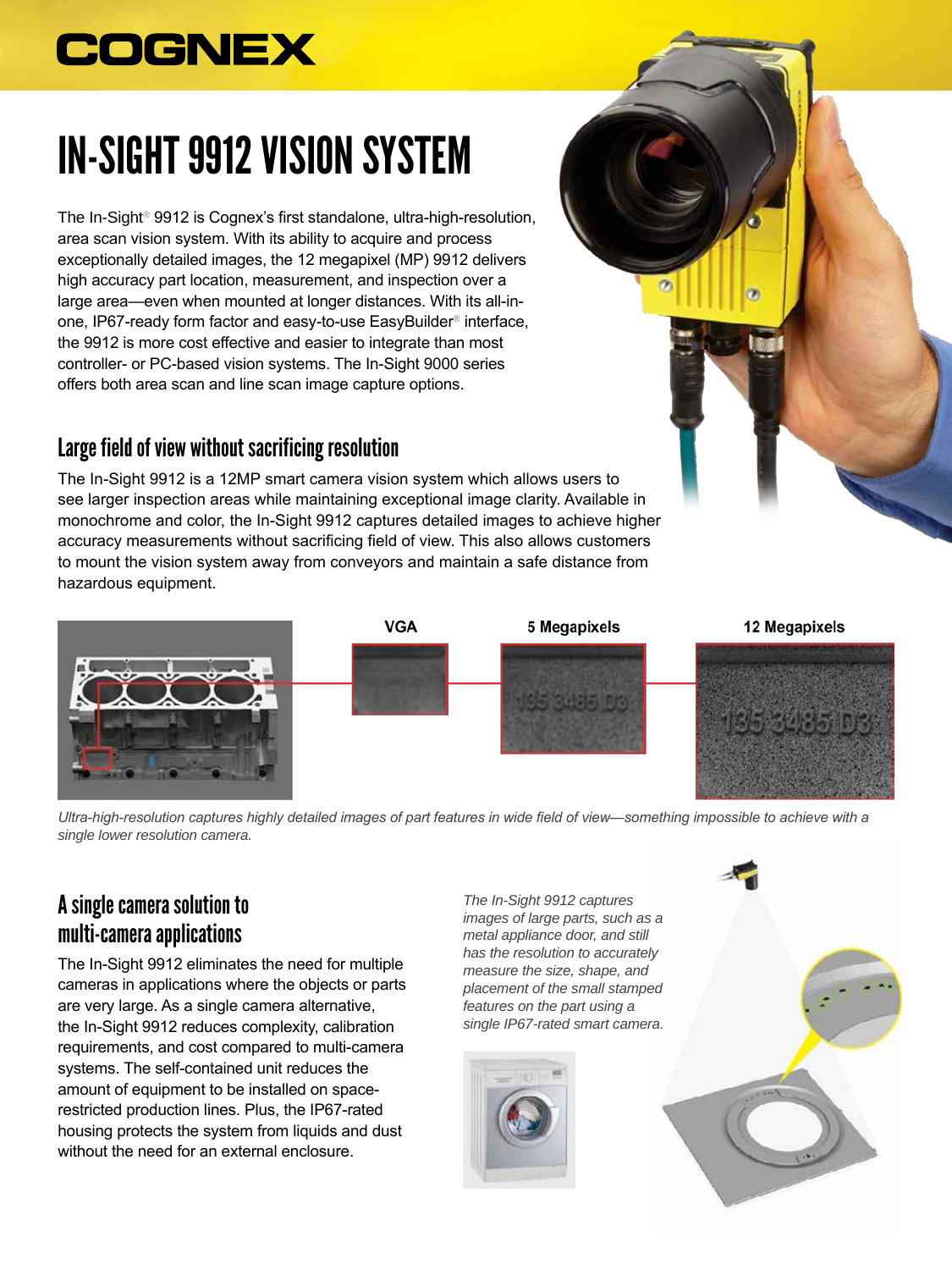# IN-SIGHT 9912 VISION SYSTEM

The In-Sight® 9912 is Cognex's first standalone, ultra-high-resolution, area scan vision system. With its ability to acquire and process exceptionally detailed images, the 12 megapixel (MP) 9912 delivers high accuracy part location, measurement, and inspection over a large area—even when mounted at longer distances. With its all-in-one, IP67-ready form factor and easy-to-use EasyBuilder® interface, the 9912 is more cost effective and easier to integrate than most controller- or PC-based vision systems. The In-Sight 9000 series offers both area scan and line scan image capture options.

## Large field of view without sacrificing resolution

The In-Sight 9912 is a 12MP smart camera vision system which allows users to see larger inspection areas while maintaining exceptional image clarity. Available in monochrome and color, the In-Sight 9912 captures detailed images to achieve higher accuracy measurements without sacrificing field of view. This also allows customers to mount the vision system away from conveyors and maintain a safe distance from hazardous equipment.

VGA | 5 Megapixels | 12 Megapixels

*Ultra-high-resolution captures highly detailed images of part features in wide field of view—something impossible to achieve with a single lower resolution camera.*

## A single camera solution to multi-camera applications

The In-Sight 9912 eliminates the need for multiple cameras in applications where the objects or parts are very large. As a single camera alternative, the In-Sight 9912 reduces complexity, calibration requirements, and cost compared to multi-camera systems. The self-contained unit reduces the amount of equipment to be installed on space-restricted production lines. Plus, the IP67-rated housing protects the system from liquids and dust without the need for an external enclosure.

*The In-Sight 9912 captures images of large parts, such as a metal appliance door, and still has the resolution to accurately measure the size, shape, and placement of the small stamped features on the part using a single IP67-rated smart camera.*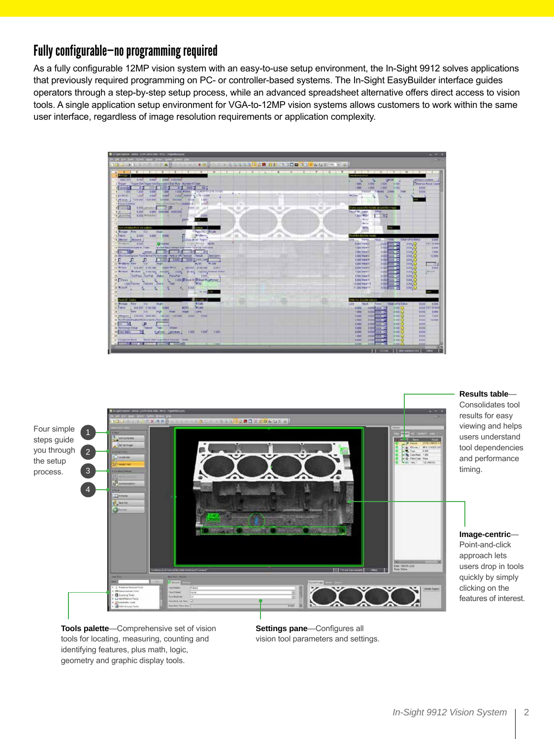## Fully configurable—no programming required

As a fully configurable 12MP vision system with an easy-to-use setup environment, the In-Sight 9912 solves applications that previously required programming on PC- or controller-based systems. The In-Sight EasyBuilder interface guides operators through a step-by-step setup process, while an advanced spreadsheet alternative offers direct access to vision tools. A single application setup environment for VGA-to-12MP vision systems allows customers to work within the same user interface, regardless of image resolution requirements or application complexity.

Four simple steps guide you through the setup process.

**Results table**—Consolidates tool results for easy viewing and helps users understand tool dependencies and performance timing.

**Image-centric**—Point-and-click approach lets users drop in tools quickly by simply clicking on the features of interest.

**Tools palette**—Comprehensive set of vision tools for locating, measuring, counting and identifying features, plus math, logic, geometry and graphic display tools.

**Settings pane**—Configures all vision tool parameters and settings.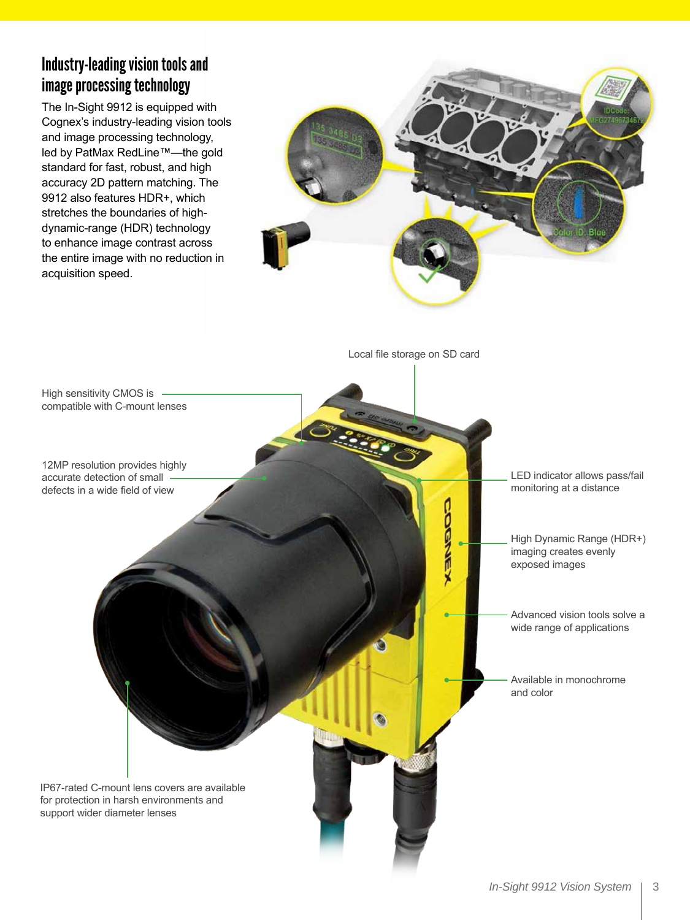## Industry-leading vision tools and image processing technology

The In-Sight 9912 is equipped with Cognex's industry-leading vision tools and image processing technology, led by PatMax RedLine™—the gold standard for fast, robust, and high accuracy 2D pattern matching. The 9912 also features HDR+, which stretches the boundaries of high-dynamic-range (HDR) technology to enhance image contrast across the entire image with no reduction in acquisition speed.

Local file storage on SD card

High sensitivity CMOS is compatible with C-mount lenses

12MP resolution provides highly accurate detection of small defects in a wide field of view

LED indicator allows pass/fail monitoring at a distance

High Dynamic Range (HDR+) imaging creates evenly exposed images

Advanced vision tools solve a wide range of applications

Available in monochrome and color

IP67-rated C-mount lens covers are available for protection in harsh environments and support wider diameter lenses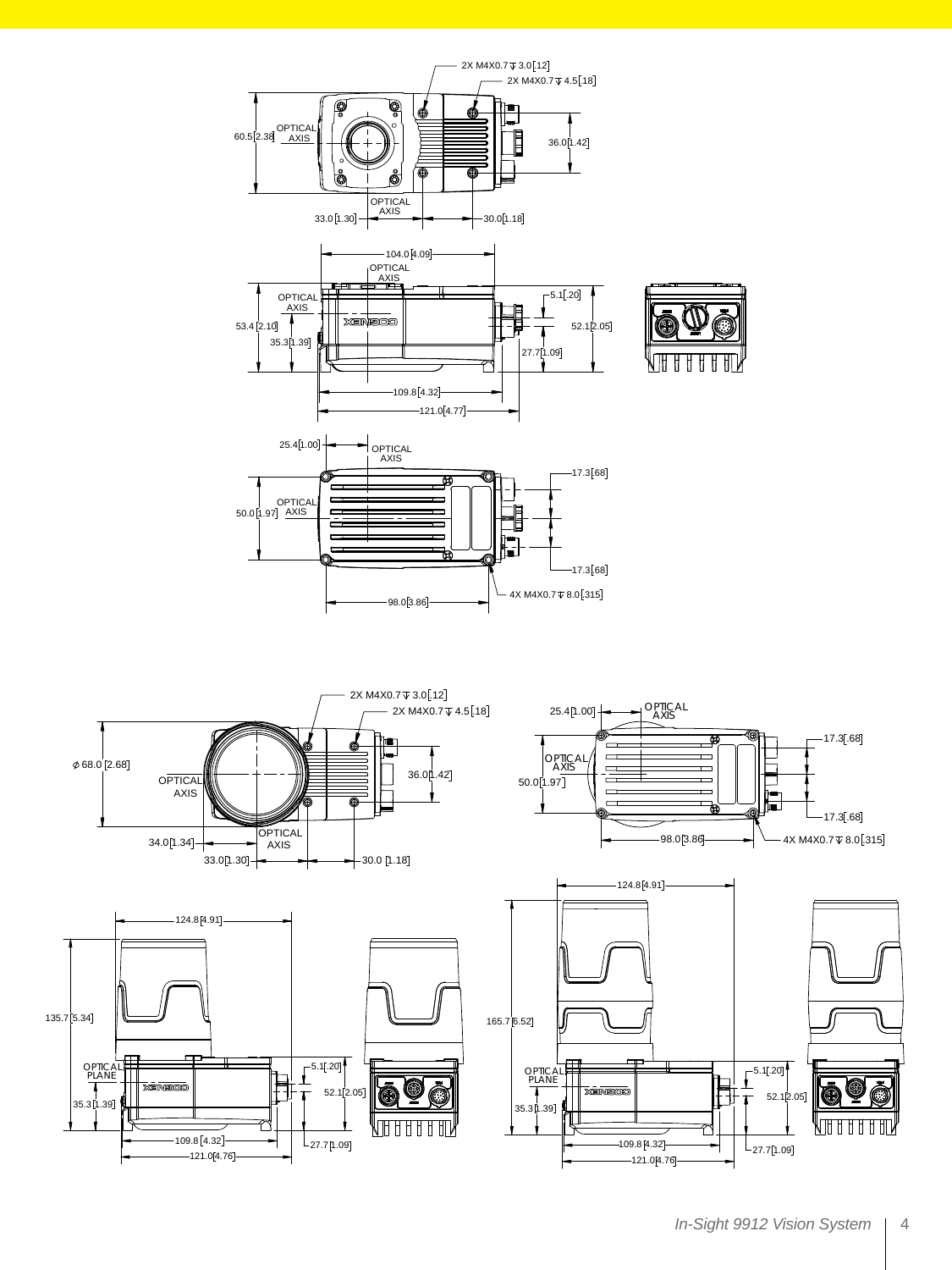2X M4X0.7 ↧ 3.0 [.12]

2X M4X0.7 ↧ 4.5 [.18]

60.5 [2.38]

OPTICAL AXIS

36.0 [1.42]

OPTICAL AXIS

33.0 [1.30]

30.0 [1.18]

104.0 [4.09]

OPTICAL AXIS

OPTICAL AXIS

5.1 [.20]

53.4 [2.10]

52.1 [2.05]

35.3 [1.39]

27.7 [1.09]

109.8 [4.32]

121.0 [4.77]

25.4 [1.00]

OPTICAL AXIS

17.3 [.68]

OPTICAL AXIS

50.0 [1.97]

17.3 [.68]

4X M4X0.7 ↧ 8.0 [.315]

98.0 [3.86]

2X M4X0.7 ↧ 3.0 [.12]

2X M4X0.7 ↧ 4.5 [.18]

⌀ 68.0 [2.68]

OPTICAL AXIS

36.0 [1.42]

34.0 [1.34]

OPTICAL AXIS

33.0 [1.30]

30.0 [1.18]

25.4 [1.00]

OPTICAL AXIS

17.3 [.68]

OPTICAL AXIS

50.0 [1.97]

17.3 [.68]

98.0 [3.86]

4X M4X0.7 ↧ 8.0 [.315]

124.8 [4.91]

135.7 [5.34]

OPTICAL PLANE

5.1 [.20]

52.1 [2.05]

35.3 [1.39]

27.7 [1.09]

109.8 [4.32]

121.0 [4.76]

124.8 [4.91]

165.7 [6.52]

OPTICAL PLANE

5.1 [.20]

52.1 [2.05]

35.3 [1.39]

27.7 [1.09]

109.8 [4.32]

121.0 [4.76]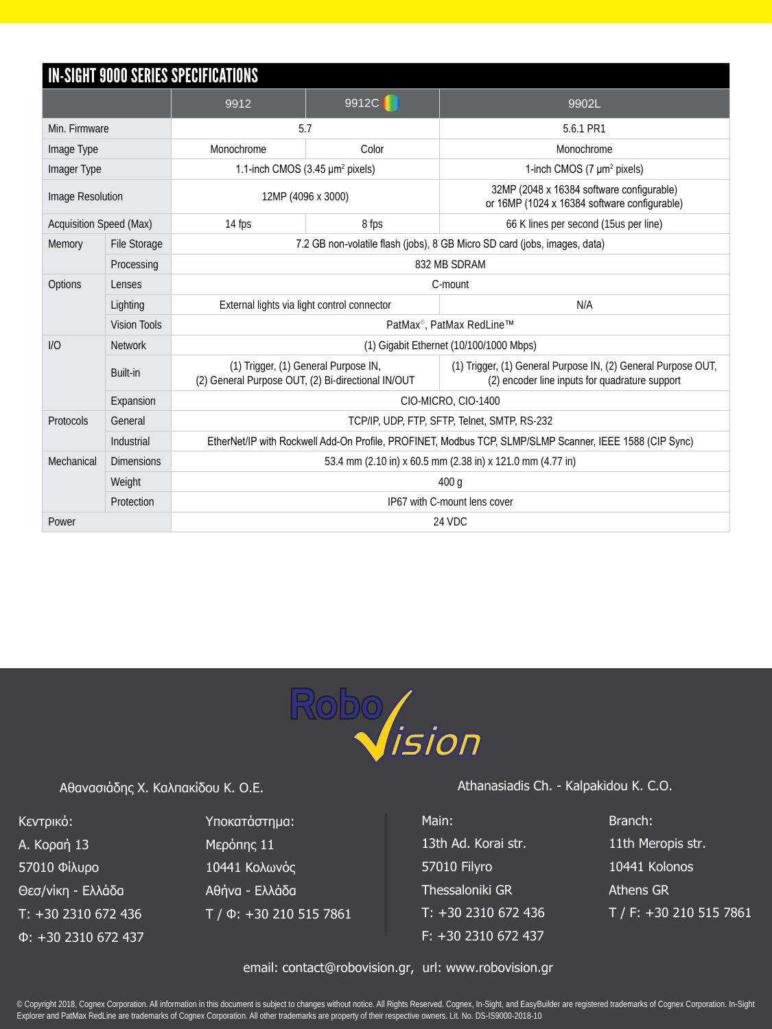## IN-SIGHT 9000 SERIES SPECIFICATIONS

| | | 9912 | 9912C | 9902L |
|---|---|---|---|---|
| Min. Firmware | | 5.7 | | 5.6.1 PR1 |
| Image Type | | Monochrome | Color | Monochrome |
| Imager Type | | 1.1-inch CMOS (3.45 μm² pixels) | | 1-inch CMOS (7 μm² pixels) |
| Image Resolution | | 12MP (4096 x 3000) | | 32MP (2048 x 16384 software configurable) or 16MP (1024 x 16384 software configurable) |
| Acquisition Speed (Max) | | 14 fps | 8 fps | 66 K lines per second (15us per line) |
| Memory | File Storage | 7.2 GB non-volatile flash (jobs), 8 GB Micro SD card (jobs, images, data) | | |
| | Processing | 832 MB SDRAM | | |
| Options | Lenses | C-mount | | |
| | Lighting | External lights via light control connector | | N/A |
| | Vision Tools | PatMax®, PatMax RedLine™ | | |
| I/O | Network | (1) Gigabit Ethernet (10/100/1000 Mbps) | | |
| | Built-in | (1) Trigger, (1) General Purpose IN, (2) General Purpose OUT, (2) Bi-directional IN/OUT | | (1) Trigger, (1) General Purpose IN, (2) General Purpose OUT, (2) encoder line inputs for quadrature support |
| | Expansion | CIO-MICRO, CIO-1400 | | |
| Protocols | General | TCP/IP, UDP, FTP, SFTP, Telnet, SMTP, RS-232 | | |
| | Industrial | EtherNet/IP with Rockwell Add-On Profile, PROFINET, Modbus TCP, SLMP/SLMP Scanner, IEEE 1588 (CIP Sync) | | |
| Mechanical | Dimensions | 53.4 mm (2.10 in) x 60.5 mm (2.38 in) x 121.0 mm (4.77 in) | | |
| | Weight | 400 g | | |
| | Protection | IP67 with C-mount lens cover | | |
| Power | | 24 VDC | | |

RoboVision

Αθανασιάδης Χ. Καλπακίδου Κ. Ο.Ε.

Κεντρικό:
Α. Κοραή 13
57010 Φίλυρο
Θεσ/νίκη - Ελλάδα
Τ: +30 2310 672 436
Φ: +30 2310 672 437

Υποκατάστημα:
Μερόπης 11
10441 Κολωνός
Αθήνα - Ελλάδα
Τ / Φ: +30 210 515 7861

Athanasiadis Ch. - Kalpakidou K. C.O.

Main:
13th Ad. Korai str.
57010 Filyro
Thessaloniki GR
T: +30 2310 672 436
F: +30 2310 672 437

Branch:
11th Meropis str.
10441 Kolonos
Athens GR
T / F: +30 210 515 7861

email: contact@robovision.gr, url: www.robovision.gr

© Copyright 2018, Cognex Corporation. All information in this document is subject to changes without notice. All Rights Reserved. Cognex, In-Sight, and EasyBuilder are registered trademarks of Cognex Corporation. In-Sight Explorer and PatMax RedLine are trademarks of Cognex Corporation. All other trademarks are property of their respective owners. Lit. No. DS-IS9000-2018-10